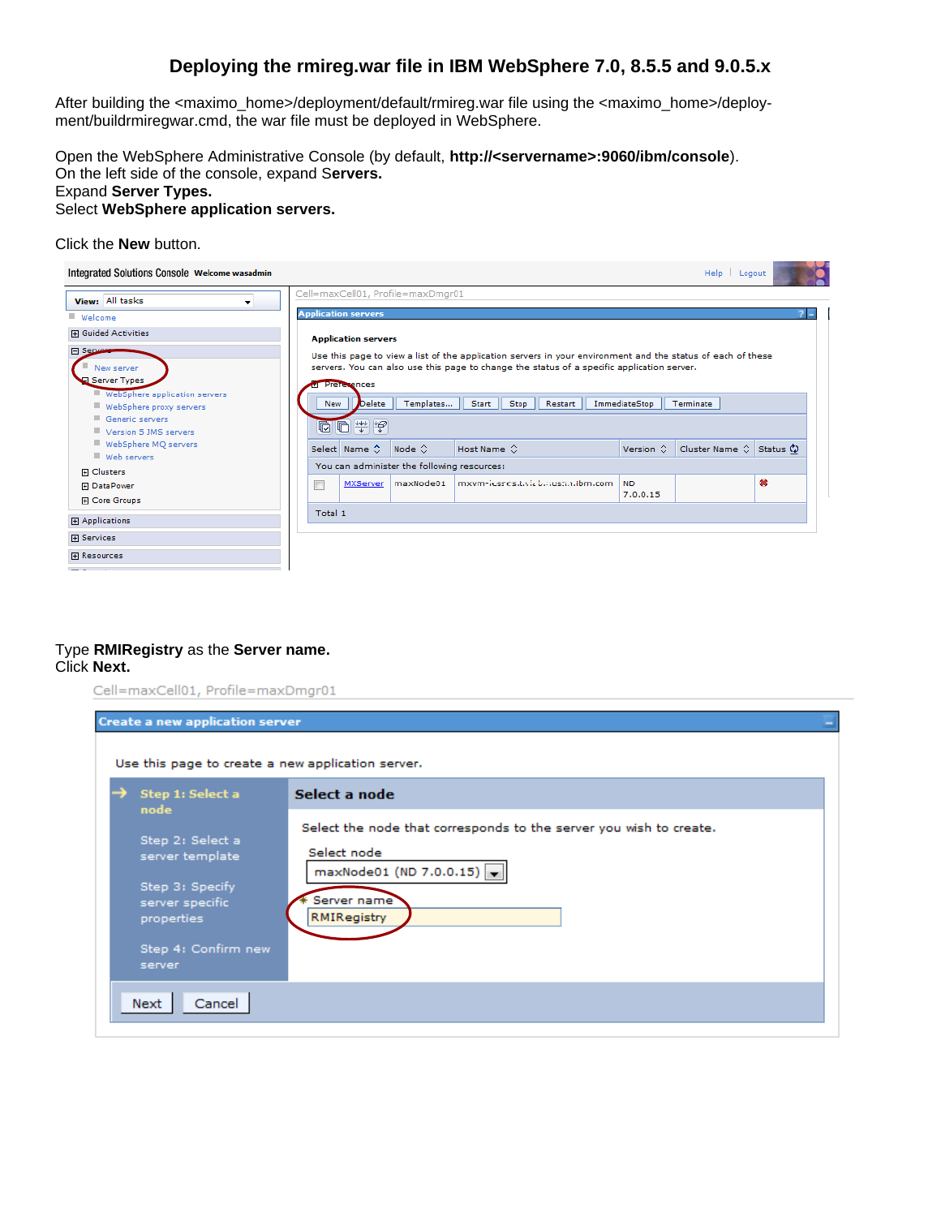# Deploying the rmireg.war file in IBM WebSphere 7.0, 8.5.5 and 9.0.5.x

After building the <maximo_home>/deployment/default/rmireg.war file using the <maximo_home>/deployment/buildrmiregwar.cmd, the war file must be deployed in WebSphere.

Open the WebSphere Administrative Console (by default, **http://<servername>:9060/ibm/console**).
On the left side of the console, expand **Servers.**
Expand **Server Types.**
Select **WebSphere application servers.**

Click the **New** button.

Type **RMIRegistry** as the **Server name.**
Click **Next.**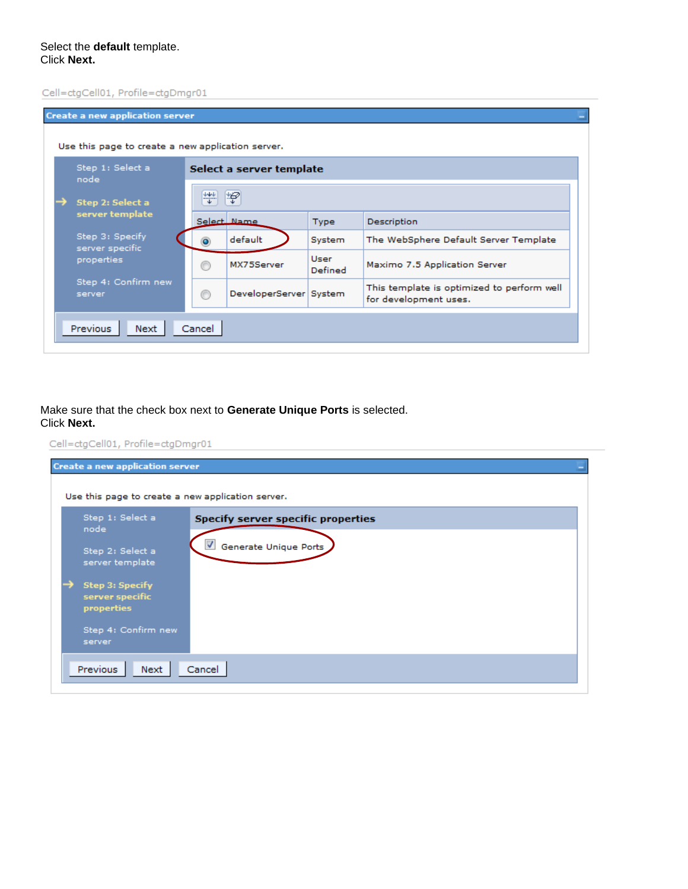Select the **default** template.
Click **Next.**

Cell=ctgCell01, Profile=ctgDmgr01

**Create a new application server**

Use this page to create a new application server.

- Step 1: Select a node
- → **Step 2: Select a server template**
- Step 3: Specify server specific properties
- Step 4: Confirm new server

**Select a server template**

| Select | Name | Type | Description |
| --- | --- | --- | --- |
| (•) | default | System | The WebSphere Default Server Template |
| ( ) | MX75Server | User Defined | Maximo 7.5 Application Server |
| ( ) | DeveloperServer | System | This template is optimized to perform well for development uses. |

Previous | Next | Cancel

Make sure that the check box next to **Generate Unique Ports** is selected.
Click **Next.**

Cell=ctgCell01, Profile=ctgDmgr01

**Create a new application server**

Use this page to create a new application server.

- Step 1: Select a node
- Step 2: Select a server template
- → **Step 3: Specify server specific properties**
- Step 4: Confirm new server

**Specify server specific properties**

- [x] Generate Unique Ports

Previous | Next | Cancel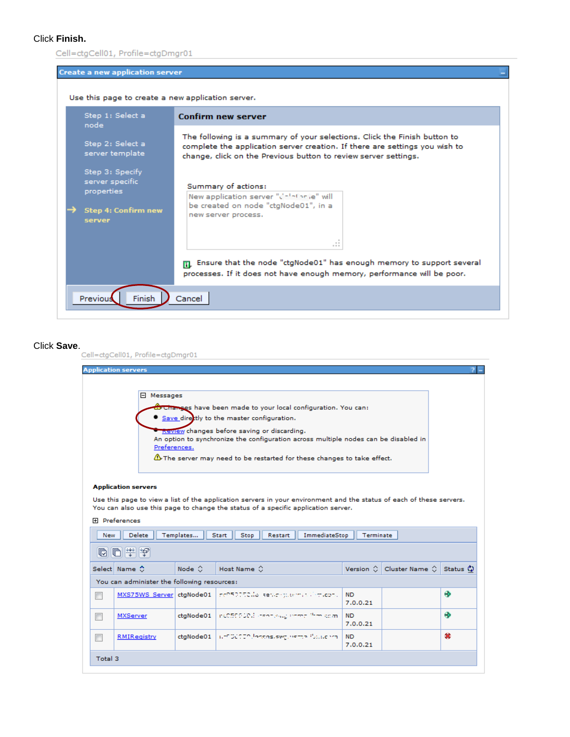Click **Finish.**

Cell=ctgCell01, Profile=ctgDmgr01

**Create a new application server**

Use this page to create a new application server.

- Step 1: Select a node
- Step 2: Select a server template
- Step 3: Specify server specific properties
- → **Step 4: Confirm new server**

**Confirm new server**

The following is a summary of your selections. Click the Finish button to complete the application server creation. If there are settings you wish to change, click on the Previous button to review server settings.

Summary of actions:

New application server "..." will be created on node "ctgNode01", in a new server process.

Ensure that the node "ctgNode01" has enough memory to support several processes. If it does not have enough memory, performance will be poor.

Previous | Finish | Cancel

Click **Save**.

Cell=ctgCell01, Profile=ctgDmgr01

**Application servers**

Messages

Changes have been made to your local configuration. You can:

- Save directly to the master configuration.
- Review changes before saving or discarding.

An option to synchronize the configuration across multiple nodes can be disabled in Preferences.

The server may need to be restarted for these changes to take effect.

**Application servers**

Use this page to view a list of the application servers in your environment and the status of each of these servers. You can also use this page to change the status of a specific application server.

Preferences

New | Delete | Templates... | Start | Stop | Restart | ImmediateStop | Terminate

| Select | Name | Node | Host Name | Version | Cluster Name | Status |
|---|---|---|---|---|---|---|
| You can administer the following resources: | | | | | | |
| ☐ | MXS75WS_Server | ctgNode01 | ... | ND 7.0.0.21 | | Started |
| ☐ | MXServer | ctgNode01 | ... | ND 7.0.0.21 | | Started |
| ☐ | RMIRegistry | ctgNode01 | ... | ND 7.0.0.21 | | Stopped |
| Total 3 | | | | | | |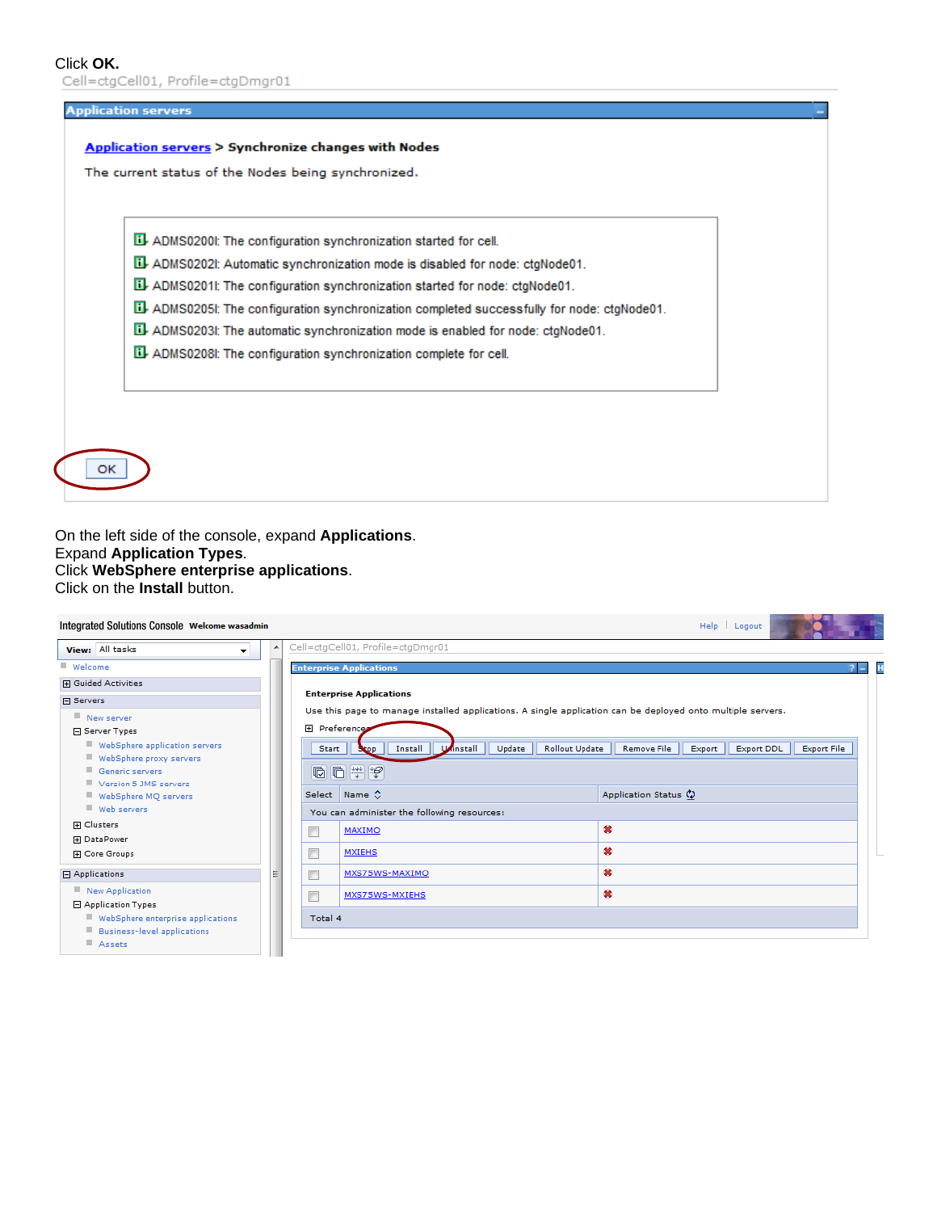Click **OK.**

Cell=ctgCell01, Profile=ctgDmgr01

**Application servers**

Application servers > **Synchronize changes with Nodes**

The current status of the Nodes being synchronized.

- ADMS0200I: The configuration synchronization started for cell.
- ADMS0202I: Automatic synchronization mode is disabled for node: ctgNode01.
- ADMS0201I: The configuration synchronization started for node: ctgNode01.
- ADMS0205I: The configuration synchronization completed successfully for node: ctgNode01.
- ADMS0203I: The automatic synchronization mode is enabled for node: ctgNode01.
- ADMS0208I: The configuration synchronization complete for cell.

OK

On the left side of the console, expand **Applications**.
Expand **Application Types**.
Click **WebSphere enterprise applications**.
Click on the **Install** button.

Integrated Solutions Console Welcome wasadmin — Help | Logout

View: All tasks

- Welcome
- Guided Activities
- Servers
  - New server
  - Server Types
    - WebSphere application servers
    - WebSphere proxy servers
    - Generic servers
    - Version 5 JMS servers
    - WebSphere MQ servers
    - Web servers
  - Clusters
  - DataPower
  - Core Groups
- Applications
  - New Application
  - Application Types
    - WebSphere enterprise applications
    - Business-level applications
    - Assets

Cell=ctgCell01, Profile=ctgDmgr01

**Enterprise Applications**

**Enterprise Applications**

Use this page to manage installed applications. A single application can be deployed onto multiple servers.

Preferences

Start | Stop | Install | Uninstall | Update | Rollout Update | Remove File | Export | Export DDL | Export File

| Select | Name | Application Status |
|---|---|---|
| You can administer the following resources: | | |
| ☐ | MAXIMO | ✖ |
| ☐ | MXIEHS | ✖ |
| ☐ | MXS75WS-MAXIMO | ✖ |
| ☐ | MXS75WS-MXIEHS | ✖ |
| Total 4 | | |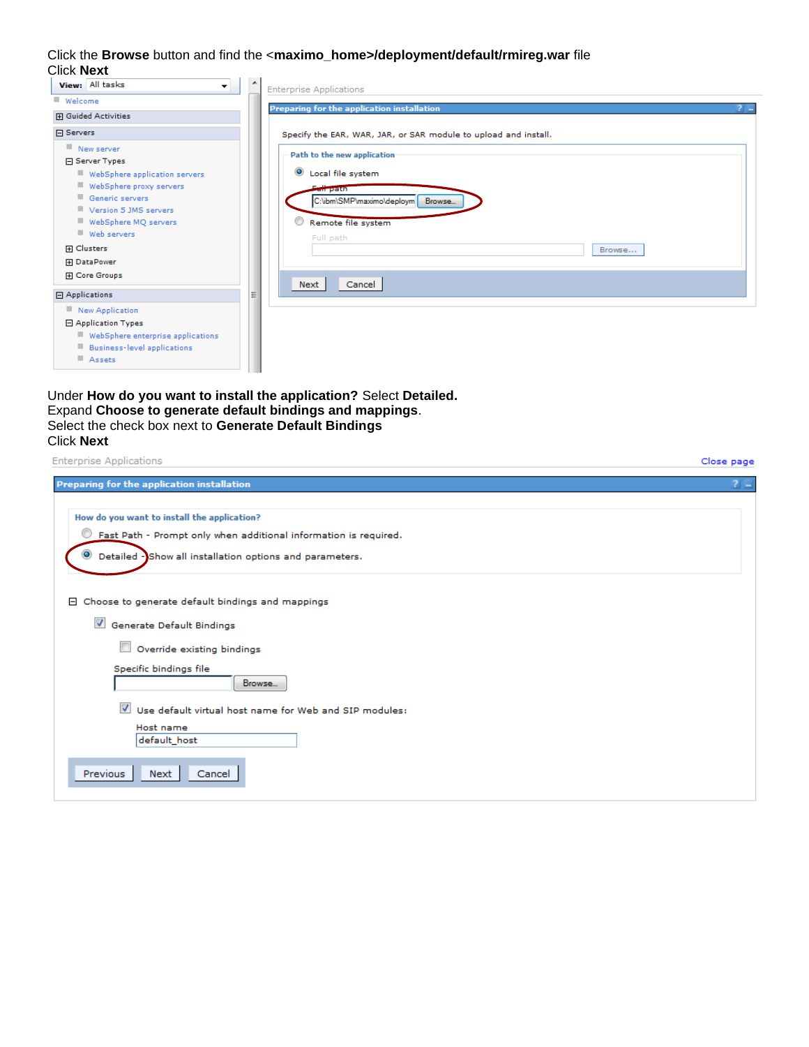Click the **Browse** button and find the **<maximo_home>/deployment/default/rmireg.war** file
Click **Next**

Under **How do you want to install the application?** Select **Detailed.**
Expand **Choose to generate default bindings and mappings**.
Select the check box next to **Generate Default Bindings**
Click **Next**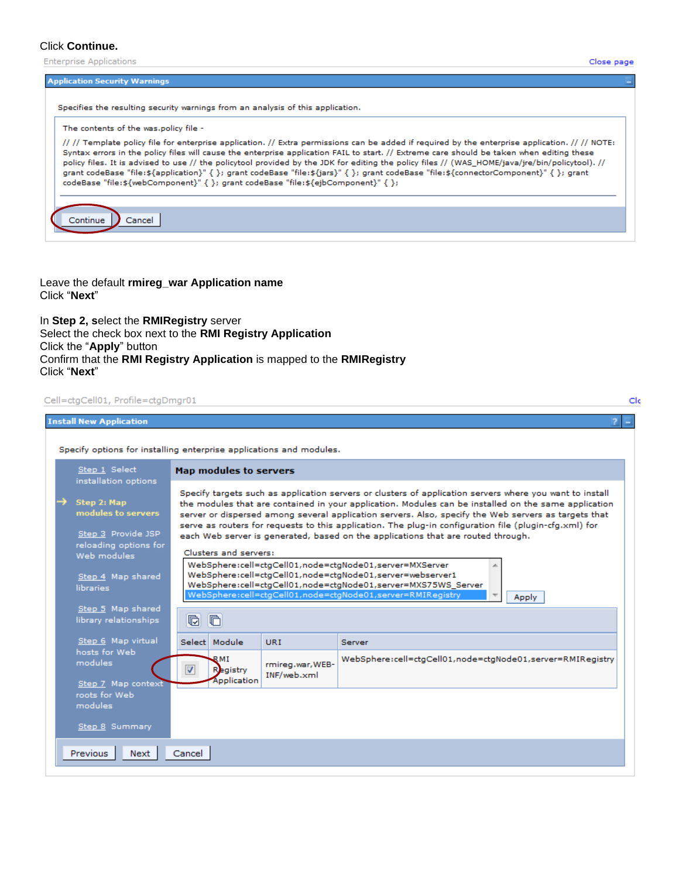Click **Continue.**

Enterprise Applications Close page

**Application Security Warnings**

Specifies the resulting security warnings from an analysis of this application.

The contents of the was.policy file -

// // Template policy file for enterprise application. // Extra permissions can be added if required by the enterprise application. // // NOTE: Syntax errors in the policy files will cause the enterprise application FAIL to start. // Extreme care should be taken when editing these policy files. It is advised to use // the policytool provided by the JDK for editing the policy files // (WAS_HOME/java/jre/bin/policytool). // grant codeBase "file:${application}" { }; grant codeBase "file:${jars}" { }; grant codeBase "file:${connectorComponent}" { }; grant codeBase "file:${webComponent}" { }; grant codeBase "file:${ejbComponent}" { };

Continue Cancel

Leave the default **rmireg_war Application name**
Click "**Next**"

In **Step 2,** select the **RMIRegistry** server
Select the check box next to the **RMI Registry Application**
Click the "**Apply**" button
Confirm that the **RMI Registry Application** is mapped to the **RMIRegistry**
Click "**Next**"

Cell=ctgCell01, Profile=ctgDmgr01

**Install New Application**

Specify options for installing enterprise applications and modules.

- Step 1 Select installation options
- **Step 2: Map modules to servers**
- Step 3 Provide JSP reloading options for Web modules
- Step 4 Map shared libraries
- Step 5 Map shared library relationships
- Step 6 Map virtual hosts for Web modules
- Step 7 Map context roots for Web modules
- Step 8 Summary

**Map modules to servers**

Specify targets such as application servers or clusters of application servers where you want to install the modules that are contained in your application. Modules can be installed on the same application server or dispersed among several application servers. Also, specify the Web servers as targets that serve as routers for requests to this application. The plug-in configuration file (plugin-cfg.xml) for each Web server is generated, based on the applications that are routed through.

Clusters and servers:

- WebSphere:cell=ctgCell01,node=ctgNode01,server=MXServer
- WebSphere:cell=ctgCell01,node=ctgNode01,server=webserver1
- WebSphere:cell=ctgCell01,node=ctgNode01,server=MXS75WS_Server
- WebSphere:cell=ctgCell01,node=ctgNode01,server=RMIRegistry

Apply

| Select | Module | URI | Server |
|---|---|---|---|
| ☑ | RMI Registry Application | rmireg.war,WEB-INF/web.xml | WebSphere:cell=ctgCell01,node=ctgNode01,server=RMIRegistry |

Previous Next Cancel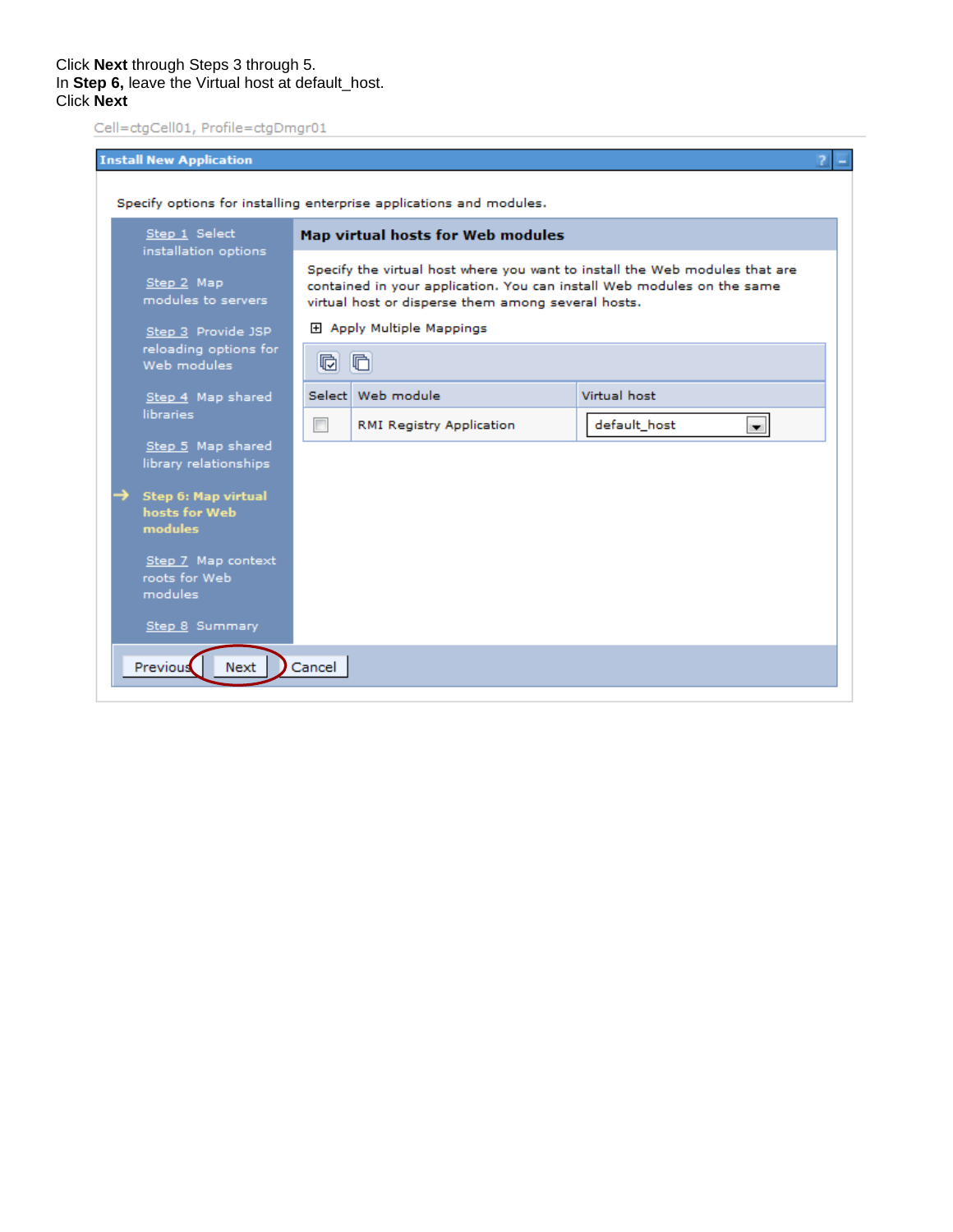Click **Next** through Steps 3 through 5.
In **Step 6,** leave the Virtual host at default_host.
Click **Next**

Cell=ctgCell01, Profile=ctgDmgr01

**Install New Application**

Specify options for installing enterprise applications and modules.

- Step 1 Select installation options
- Step 2 Map modules to servers
- Step 3 Provide JSP reloading options for Web modules
- Step 4 Map shared libraries
- Step 5 Map shared library relationships
- → **Step 6: Map virtual hosts for Web modules**
- Step 7 Map context roots for Web modules
- Step 8 Summary

**Map virtual hosts for Web modules**

Specify the virtual host where you want to install the Web modules that are contained in your application. You can install Web modules on the same virtual host or disperse them among several hosts.

⊞ Apply Multiple Mappings

| Select | Web module | Virtual host |
| --- | --- | --- |
| ☐ | RMI Registry Application | default_host |

Previous | Next | Cancel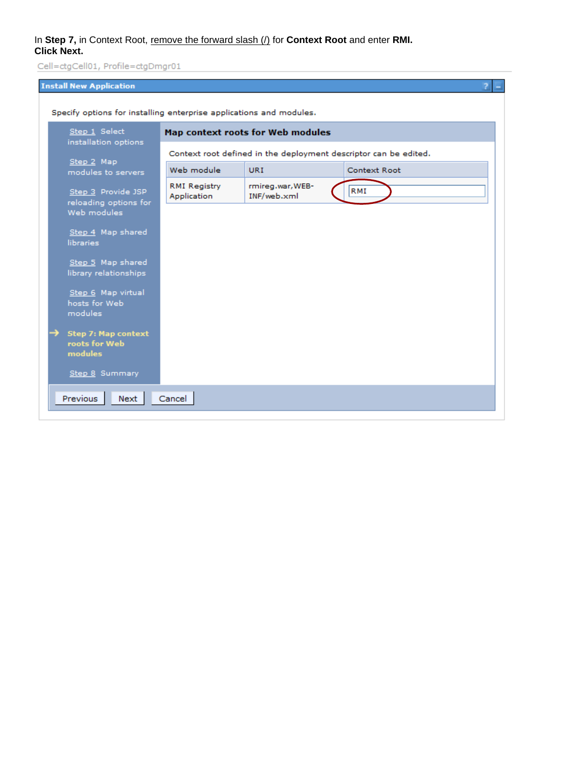In **Step 7,** in Context Root, remove the forward slash (/) for **Context Root** and enter **RMI. Click Next.**

Cell=ctgCell01, Profile=ctgDmgr01

**Install New Application**

Specify options for installing enterprise applications and modules.

- Step 1 Select installation options
- Step 2 Map modules to servers
- Step 3 Provide JSP reloading options for Web modules
- Step 4 Map shared libraries
- Step 5 Map shared library relationships
- Step 6 Map virtual hosts for Web modules
- → **Step 7: Map context roots for Web modules**
- Step 8 Summary

**Map context roots for Web modules**

Context root defined in the deployment descriptor can be edited.

| Web module | URI | Context Root |
| --- | --- | --- |
| RMI Registry Application | rmireg.war,WEB-INF/web.xml | RMI |

Previous | Next | Cancel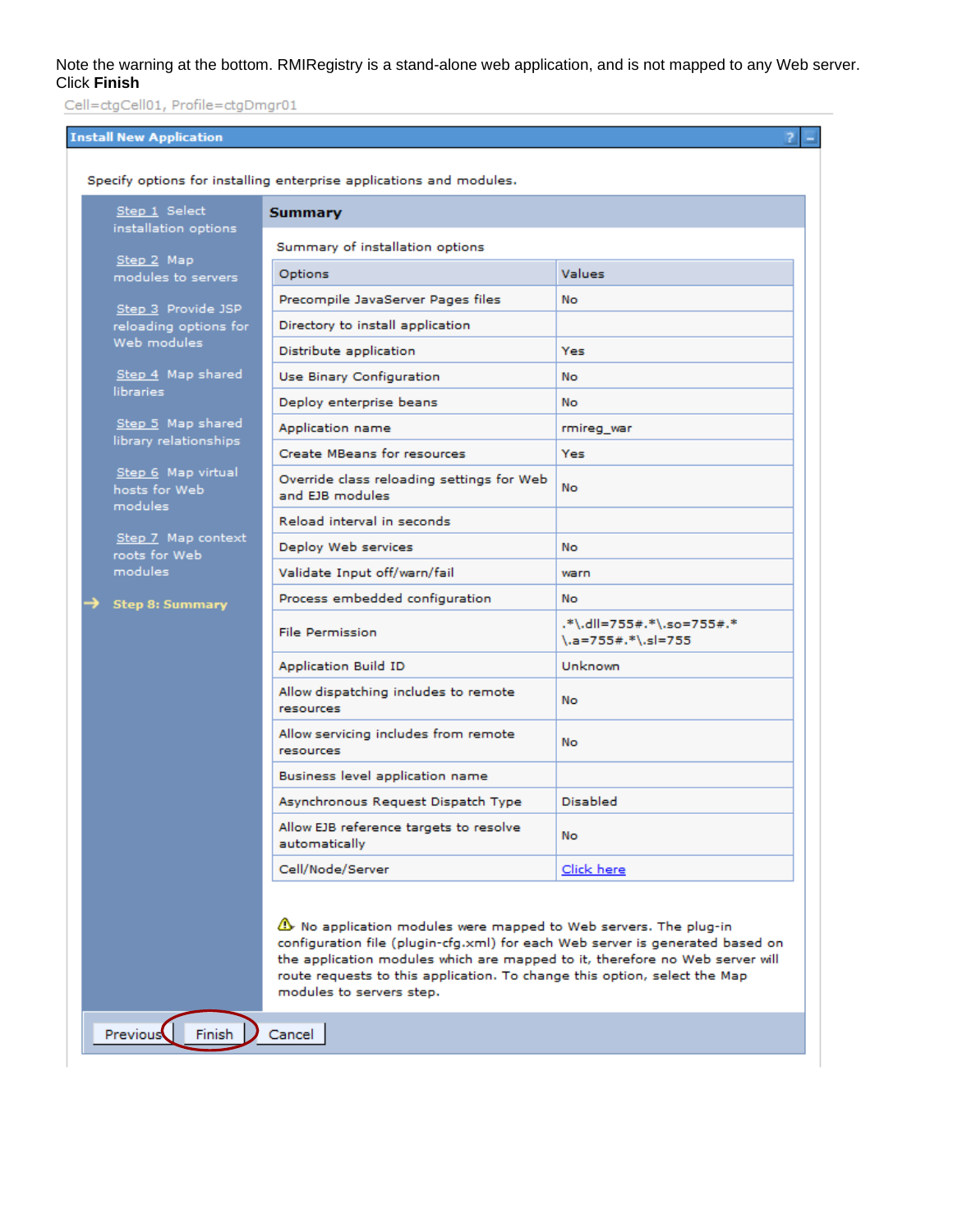Note the warning at the bottom. RMIRegistry is a stand-alone web application, and is not mapped to any Web server. Click **Finish**

Cell=ctgCell01, Profile=ctgDmgr01

**Install New Application**

Specify options for installing enterprise applications and modules.

- Step 1 Select installation options
- Step 2 Map modules to servers
- Step 3 Provide JSP reloading options for Web modules
- Step 4 Map shared libraries
- Step 5 Map shared library relationships
- Step 6 Map virtual hosts for Web modules
- Step 7 Map context roots for Web modules
- → **Step 8: Summary**

**Summary**

Summary of installation options

| Options | Values |
|---|---|
| Precompile JavaServer Pages files | No |
| Directory to install application | |
| Distribute application | Yes |
| Use Binary Configuration | No |
| Deploy enterprise beans | No |
| Application name | rmireg_war |
| Create MBeans for resources | Yes |
| Override class reloading settings for Web and EJB modules | No |
| Reload interval in seconds | |
| Deploy Web services | No |
| Validate Input off/warn/fail | warn |
| Process embedded configuration | No |
| File Permission | .*\.dll=755#.*\.so=755#.*\.a=755#.*\.sl=755 |
| Application Build ID | Unknown |
| Allow dispatching includes to remote resources | No |
| Allow servicing includes from remote resources | No |
| Business level application name | |
| Asynchronous Request Dispatch Type | Disabled |
| Allow EJB reference targets to resolve automatically | No |
| Cell/Node/Server | Click here |

⚠ No application modules were mapped to Web servers. The plug-in configuration file (plugin-cfg.xml) for each Web server is generated based on the application modules which are mapped to it, therefore no Web server will route requests to this application. To change this option, select the Map modules to servers step.

Previous | Finish | Cancel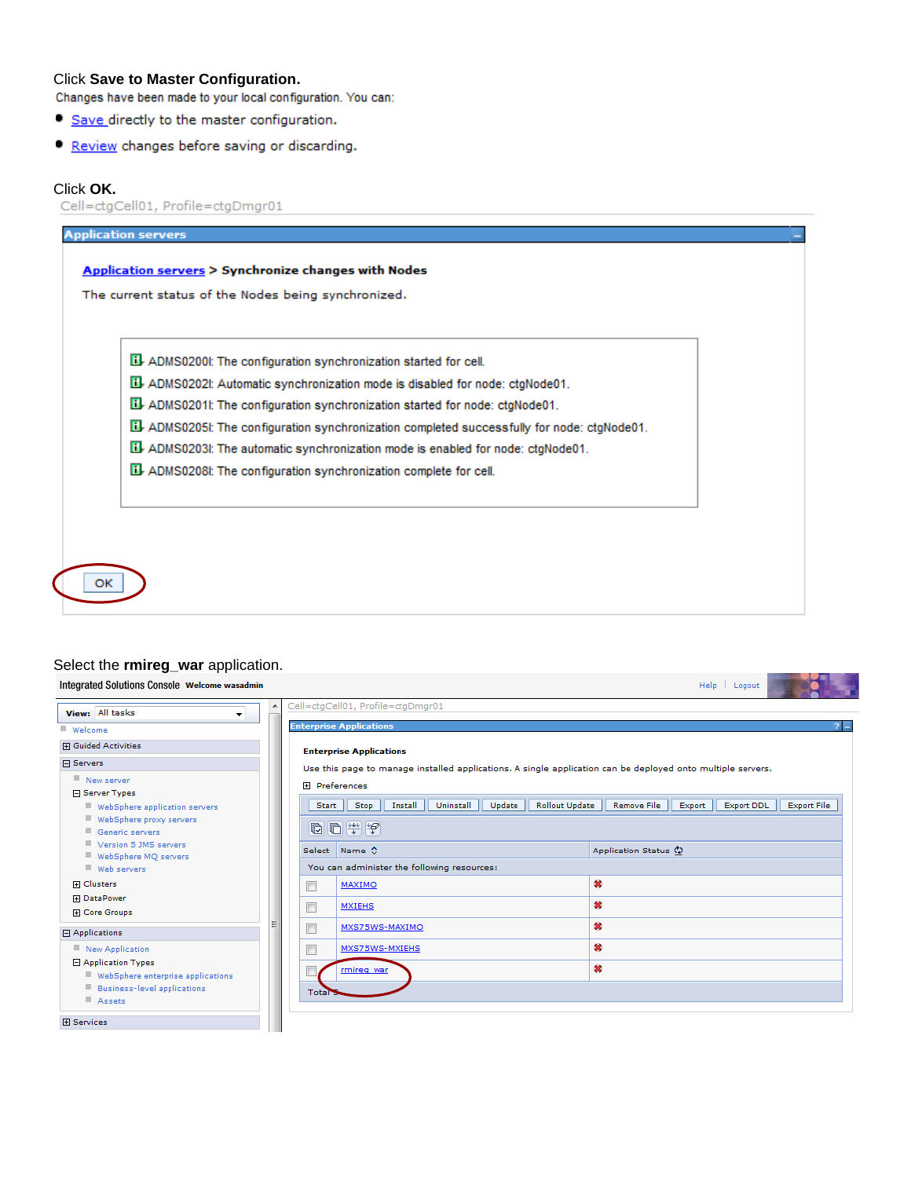Click **Save to Master Configuration.**

Changes have been made to your local configuration. You can:

- Save directly to the master configuration.
- Review changes before saving or discarding.

Click **OK.**

Cell=ctgCell01, Profile=ctgDmgr01

**Application servers**

**Application servers > Synchronize changes with Nodes**

The current status of the Nodes being synchronized.

- ADMS0200I: The configuration synchronization started for cell.
- ADMS0202I: Automatic synchronization mode is disabled for node: ctgNode01.
- ADMS0201I: The configuration synchronization started for node: ctgNode01.
- ADMS0205I: The configuration synchronization completed successfully for node: ctgNode01.
- ADMS0203I: The automatic synchronization mode is enabled for node: ctgNode01.
- ADMS0208I: The configuration synchronization complete for cell.

OK

Select the **rmireg_war** application.

Integrated Solutions Console Welcome wasadmin | Help | Logout

View: All tasks

- Welcome
- Guided Activities
- Servers
  - New server
  - Server Types
    - WebSphere application servers
    - WebSphere proxy servers
    - Generic servers
    - Version 5 JMS servers
    - WebSphere MQ servers
    - Web servers
  - Clusters
  - DataPower
  - Core Groups
- Applications
  - New Application
  - Application Types
    - WebSphere enterprise applications
    - Business-level applications
    - Assets
- Services

Cell=ctgCell01, Profile=ctgDmgr01

**Enterprise Applications**

**Enterprise Applications**

Use this page to manage installed applications. A single application can be deployed onto multiple servers.

Preferences

Start | Stop | Install | Uninstall | Update | Rollout Update | Remove File | Export | Export DDL | Export File

| Select | Name | Application Status |
|---|---|---|
| You can administer the following resources: | | |
| ☐ | MAXIMO | ✖ |
| ☐ | MXIEHS | ✖ |
| ☐ | MXS75WS-MAXIMO | ✖ |
| ☐ | MXS75WS-MXIEHS | ✖ |
| ☐ | rmireg_war | ✖ |
| Total 5 | | |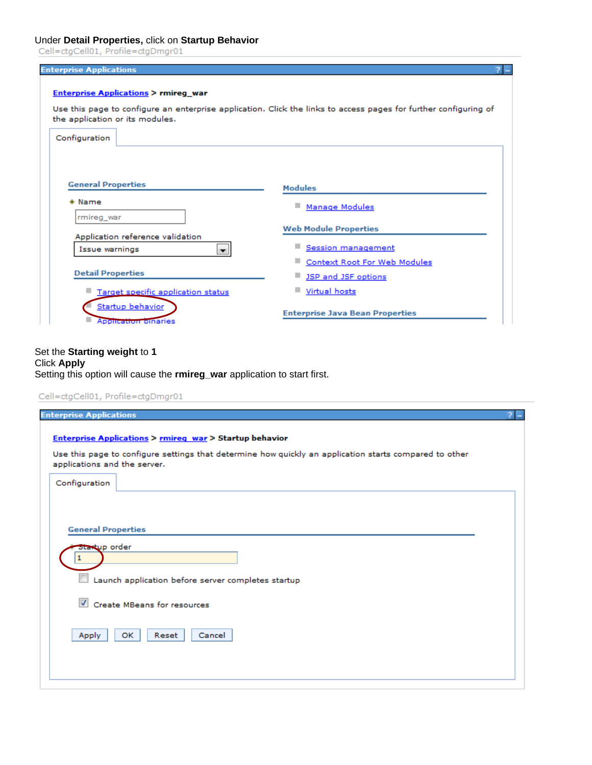Under **Detail Properties,** click on **Startup Behavior**

Cell=ctgCell01, Profile=ctgDmgr01

Enterprise Applications

Enterprise Applications > rmireg_war

Use this page to configure an enterprise application. Click the links to access pages for further configuring of the application or its modules.

Configuration

General Properties

* Name

rmireg_war

Application reference validation

Issue warnings

Detail Properties

- Target specific application status
- Startup behavior
- Application binaries

Modules

- Manage Modules

Web Module Properties

- Session management
- Context Root For Web Modules
- JSP and JSF options
- Virtual hosts

Enterprise Java Bean Properties

Set the **Starting weight** to **1**
Click **Apply**
Setting this option will cause the **rmireg_war** application to start first.

Cell=ctgCell01, Profile=ctgDmgr01

Enterprise Applications

Enterprise Applications > rmireg_war > Startup behavior

Use this page to configure settings that determine how quickly an application starts compared to other applications and the server.

Configuration

General Properties

* Startup order

1

Launch application before server completes startup

Create MBeans for resources

Apply | OK | Reset | Cancel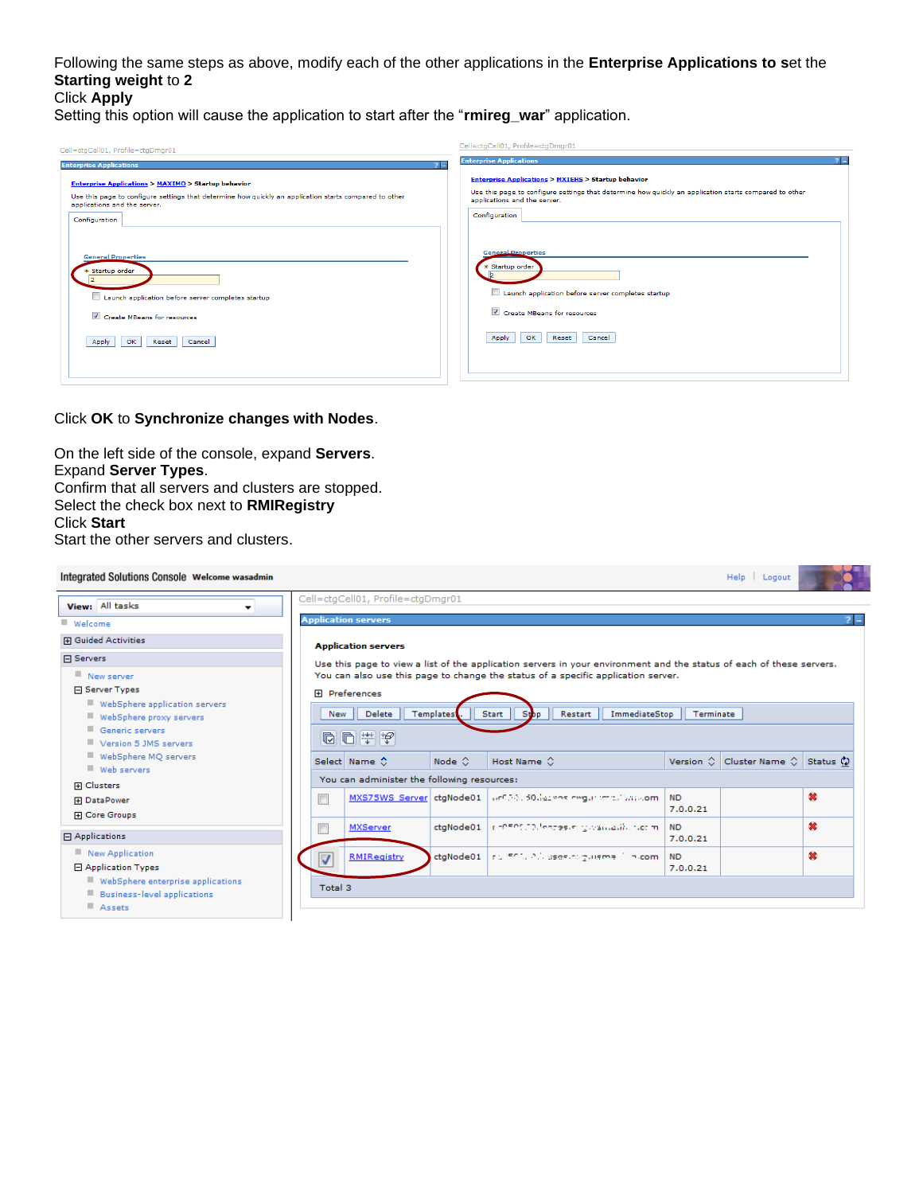Following the same steps as above, modify each of the other applications in the **Enterprise Applications to s**et the **Starting weight** to **2**

Click **Apply**

Setting this option will cause the application to start after the "**rmireg_war**" application.

Click **OK** to **Synchronize changes with Nodes**.

On the left side of the console, expand **Servers**.

Expand **Server Types**.

Confirm that all servers and clusters are stopped.

Select the check box next to **RMIRegistry**

Click **Start**

Start the other servers and clusters.